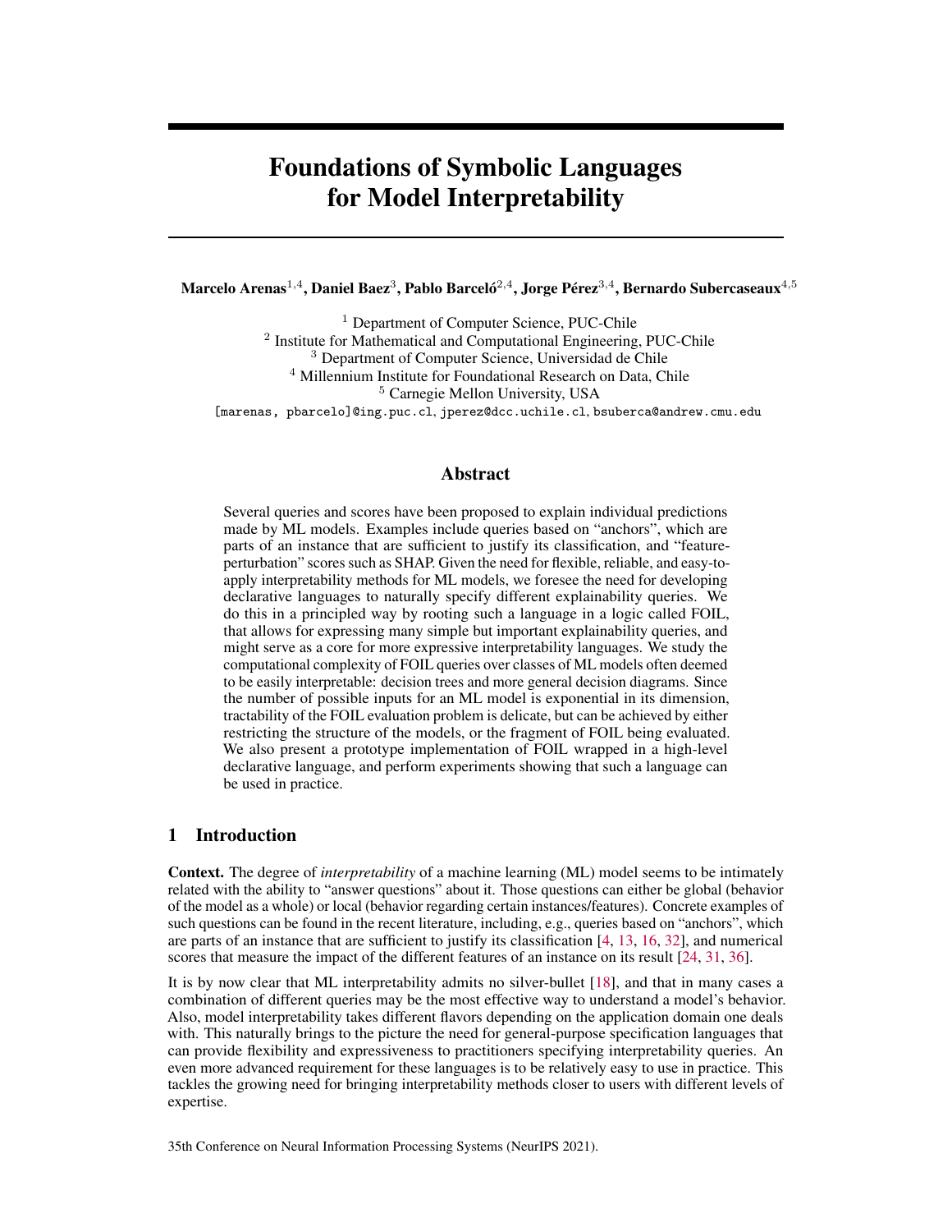# Foundations of Symbolic Languages for Model Interpretability

**Marcelo Arenas**[1,4], **Daniel Baez**[3], **Pablo Barceló**[2,4], **Jorge Pérez**[3,4], **Bernardo Subercaseaux**[4,5]

[1] Department of Computer Science, PUC-Chile
[2] Institute for Mathematical and Computational Engineering, PUC-Chile
[3] Department of Computer Science, Universidad de Chile
[4] Millennium Institute for Foundational Research on Data, Chile
[5] Carnegie Mellon University, USA

[marenas, pbarcelo]@ing.puc.cl, jperez@dcc.uchile.cl, bsuberca@andrew.cmu.edu

## Abstract

Several queries and scores have been proposed to explain individual predictions made by ML models. Examples include queries based on "anchors", which are parts of an instance that are sufficient to justify its classification, and "feature-perturbation" scores such as SHAP. Given the need for flexible, reliable, and easy-to-apply interpretability methods for ML models, we foresee the need for developing declarative languages to naturally specify different explainability queries. We do this in a principled way by rooting such a language in a logic called FOIL, that allows for expressing many simple but important explainability queries, and might serve as a core for more expressive interpretability languages. We study the computational complexity of FOIL queries over classes of ML models often deemed to be easily interpretable: decision trees and more general decision diagrams. Since the number of possible inputs for an ML model is exponential in its dimension, tractability of the FOIL evaluation problem is delicate, but can be achieved by either restricting the structure of the models, or the fragment of FOIL being evaluated. We also present a prototype implementation of FOIL wrapped in a high-level declarative language, and perform experiments showing that such a language can be used in practice.

## 1 Introduction

**Context.** The degree of *interpretability* of a machine learning (ML) model seems to be intimately related with the ability to "answer questions" about it. Those questions can either be global (behavior of the model as a whole) or local (behavior regarding certain instances/features). Concrete examples of such questions can be found in the recent literature, including, e.g., queries based on "anchors", which are parts of an instance that are sufficient to justify its classification [4, 13, 16, 32], and numerical scores that measure the impact of the different features of an instance on its result [24, 31, 36].

It is by now clear that ML interpretability admits no silver-bullet [18], and that in many cases a combination of different queries may be the most effective way to understand a model's behavior. Also, model interpretability takes different flavors depending on the application domain one deals with. This naturally brings to the picture the need for general-purpose specification languages that can provide flexibility and expressiveness to practitioners specifying interpretability queries. An even more advanced requirement for these languages is to be relatively easy to use in practice. This tackles the growing need for bringing interpretability methods closer to users with different levels of expertise.

35th Conference on Neural Information Processing Systems (NeurIPS 2021).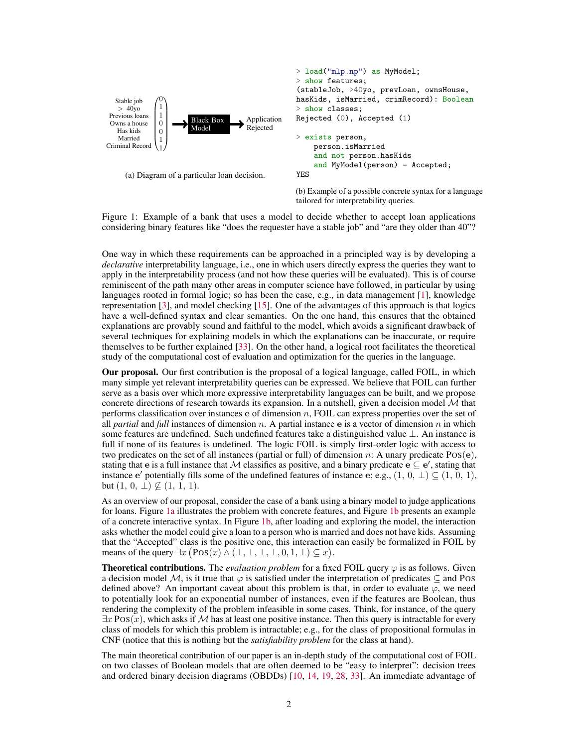Stable job
$> 40$yo
Previous loans
Owns a house
Has kids
Married
Criminal Record

$\begin{pmatrix} 0 \\ 1 \\ 1 \\ 0 \\ 0 \\ 1 \\ 1 \end{pmatrix}$ → Black Box Model → Application Rejected

(a) Diagram of a particular loan decision.

```
> load("mlp.np") as MyModel;
> show features;
(stableJob, >40yo, prevLoan, ownsHouse,
hasKids, isMarried, crimRecord): Boolean
> show classes;
Rejected (0), Accepted (1)

> exists person,
    person.isMarried
    and not person.hasKids
    and MyModel(person) = Accepted;
YES
```

(b) Example of a possible concrete syntax for a language tailored for interpretability queries.

Figure 1: Example of a bank that uses a model to decide whether to accept loan applications considering binary features like "does the requester have a stable job" and "are they older than 40"?

One way in which these requirements can be approached in a principled way is by developing a *declarative* interpretability language, i.e., one in which users directly express the queries they want to apply in the interpretability process (and not how these queries will be evaluated). This is of course reminiscent of the path many other areas in computer science have followed, in particular by using languages rooted in formal logic; so has been the case, e.g., in data management [1], knowledge representation [3], and model checking [15]. One of the advantages of this approach is that logics have a well-defined syntax and clear semantics. On the one hand, this ensures that the obtained explanations are provably sound and faithful to the model, which avoids a significant drawback of several techniques for explaining models in which the explanations can be inaccurate, or require themselves to be further explained [33]. On the other hand, a logical root facilitates the theoretical study of the computational cost of evaluation and optimization for the queries in the language.

**Our proposal.** Our first contribution is the proposal of a logical language, called FOIL, in which many simple yet relevant interpretability queries can be expressed. We believe that FOIL can further serve as a basis over which more expressive interpretability languages can be built, and we propose concrete directions of research towards its expansion. In a nutshell, given a decision model $\mathcal{M}$ that performs classification over instances $\mathbf{e}$ of dimension $n$, FOIL can express properties over the set of all *partial* and *full* instances of dimension $n$. A partial instance $\mathbf{e}$ is a vector of dimension $n$ in which some features are undefined. Such undefined features take a distinguished value $\perp$. An instance is full if none of its features is undefined. The logic FOIL is simply first-order logic with access to two predicates on the set of all instances (partial or full) of dimension $n$: A unary predicate $\textsc{Pos}(\mathbf{e})$, stating that $\mathbf{e}$ is a full instance that $\mathcal{M}$ classifies as positive, and a binary predicate $\mathbf{e} \subseteq \mathbf{e}'$, stating that instance $\mathbf{e}'$ potentially fills some of the undefined features of instance $\mathbf{e}$; e.g., $(1, 0, \perp) \subseteq (1, 0, 1)$, but $(1, 0, \perp) \not\subseteq (1, 1, 1)$.

As an overview of our proposal, consider the case of a bank using a binary model to judge applications for loans. Figure 1a illustrates the problem with concrete features, and Figure 1b presents an example of a concrete interactive syntax. In Figure 1b, after loading and exploring the model, the interaction asks whether the model could give a loan to a person who is married and does not have kids. Assuming that the "Accepted" class is the positive one, this interaction can easily be formalized in FOIL by means of the query $\exists x \left(\textsc{Pos}(x) \wedge (\perp, \perp, \perp, \perp, 0, 1, \perp) \subseteq x\right)$.

**Theoretical contributions.** The *evaluation problem* for a fixed FOIL query $\varphi$ is as follows. Given a decision model $\mathcal{M}$, is it true that $\varphi$ is satisfied under the interpretation of predicates $\subseteq$ and $\textsc{Pos}$ defined above? An important caveat about this problem is that, in order to evaluate $\varphi$, we need to potentially look for an exponential number of instances, even if the features are Boolean, thus rendering the complexity of the problem infeasible in some cases. Think, for instance, of the query $\exists x\, \textsc{Pos}(x)$, which asks if $\mathcal{M}$ has at least one positive instance. Then this query is intractable for every class of models for which this problem is intractable; e.g., for the class of propositional formulas in CNF (notice that this is nothing but the *satisfiability problem* for the class at hand).

The main theoretical contribution of our paper is an in-depth study of the computational cost of FOIL on two classes of Boolean models that are often deemed to be "easy to interpret": decision trees and ordered binary decision diagrams (OBDDs) [10, 14, 19, 28, 33]. An immediate advantage of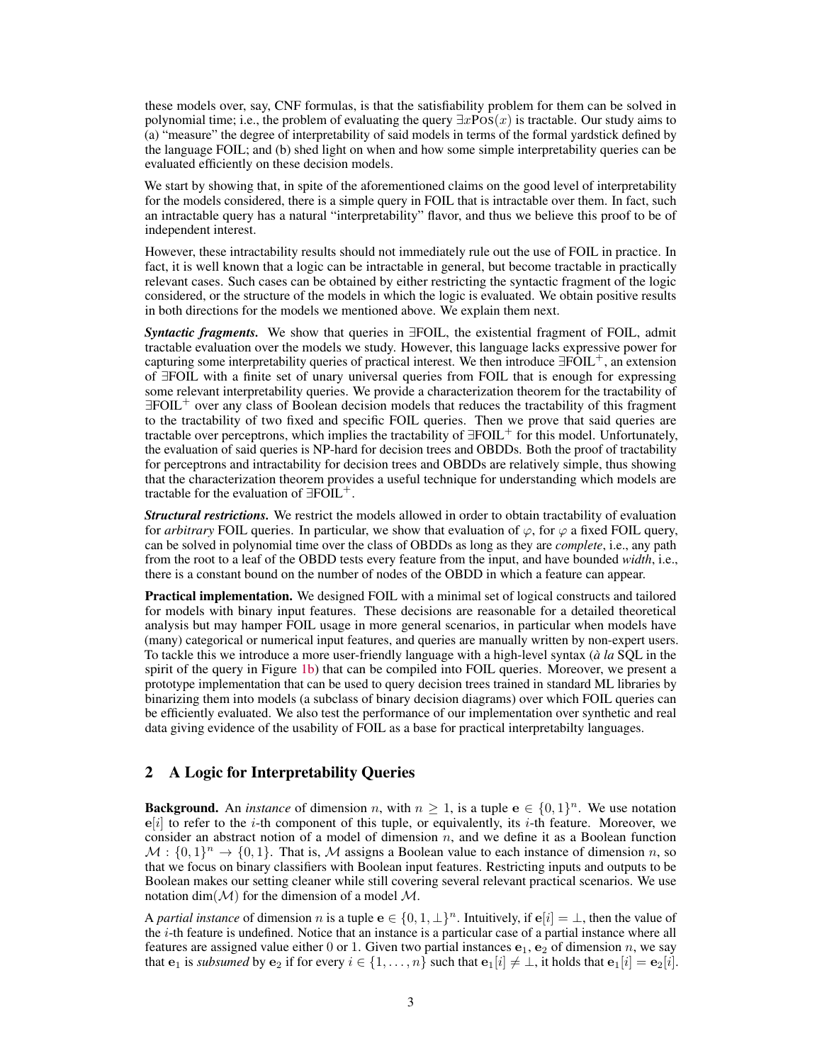these models over, say, CNF formulas, is that the satisfiability problem for them can be solved in polynomial time; i.e., the problem of evaluating the query $\exists x \textsc{Pos}(x)$ is tractable. Our study aims to (a) "measure" the degree of interpretability of said models in terms of the formal yardstick defined by the language FOIL; and (b) shed light on when and how some simple interpretability queries can be evaluated efficiently on these decision models.

We start by showing that, in spite of the aforementioned claims on the good level of interpretability for the models considered, there is a simple query in FOIL that is intractable over them. In fact, such an intractable query has a natural "interpretability" flavor, and thus we believe this proof to be of independent interest.

However, these intractability results should not immediately rule out the use of FOIL in practice. In fact, it is well known that a logic can be intractable in general, but become tractable in practically relevant cases. Such cases can be obtained by either restricting the syntactic fragment of the logic considered, or the structure of the models in which the logic is evaluated. We obtain positive results in both directions for the models we mentioned above. We explain them next.

***Syntactic fragments.*** We show that queries in $\exists$FOIL, the existential fragment of FOIL, admit tractable evaluation over the models we study. However, this language lacks expressive power for capturing some interpretability queries of practical interest. We then introduce $\exists\text{FOIL}^+$, an extension of $\exists$FOIL with a finite set of unary universal queries from FOIL that is enough for expressing some relevant interpretability queries. We provide a characterization theorem for the tractability of $\exists\text{FOIL}^+$ over any class of Boolean decision models that reduces the tractability of this fragment to the tractability of two fixed and specific FOIL queries. Then we prove that said queries are tractable over perceptrons, which implies the tractability of $\exists\text{FOIL}^+$ for this model. Unfortunately, the evaluation of said queries is NP-hard for decision trees and OBDDs. Both the proof of tractability for perceptrons and intractability for decision trees and OBDDs are relatively simple, thus showing that the characterization theorem provides a useful technique for understanding which models are tractable for the evaluation of $\exists\text{FOIL}^+$.

***Structural restrictions.*** We restrict the models allowed in order to obtain tractability of evaluation for *arbitrary* FOIL queries. In particular, we show that evaluation of $\varphi$, for $\varphi$ a fixed FOIL query, can be solved in polynomial time over the class of OBDDs as long as they are *complete*, i.e., any path from the root to a leaf of the OBDD tests every feature from the input, and have bounded *width*, i.e., there is a constant bound on the number of nodes of the OBDD in which a feature can appear.

**Practical implementation.** We designed FOIL with a minimal set of logical constructs and tailored for models with binary input features. These decisions are reasonable for a detailed theoretical analysis but may hamper FOIL usage in more general scenarios, in particular when models have (many) categorical or numerical input features, and queries are manually written by non-expert users. To tackle this we introduce a more user-friendly language with a high-level syntax (*à la* SQL in the spirit of the query in Figure 1b) that can be compiled into FOIL queries. Moreover, we present a prototype implementation that can be used to query decision trees trained in standard ML libraries by binarizing them into models (a subclass of binary decision diagrams) over which FOIL queries can be efficiently evaluated. We also test the performance of our implementation over synthetic and real data giving evidence of the usability of FOIL as a base for practical interpretabilty languages.

## 2 A Logic for Interpretability Queries

**Background.** An *instance* of dimension $n$, with $n \geq 1$, is a tuple $\mathbf{e} \in \{0,1\}^n$. We use notation $\mathbf{e}[i]$ to refer to the $i$-th component of this tuple, or equivalently, its $i$-th feature. Moreover, we consider an abstract notion of a model of dimension $n$, and we define it as a Boolean function $\mathcal{M} : \{0,1\}^n \to \{0,1\}$. That is, $\mathcal{M}$ assigns a Boolean value to each instance of dimension $n$, so that we focus on binary classifiers with Boolean input features. Restricting inputs and outputs to be Boolean makes our setting cleaner while still covering several relevant practical scenarios. We use notation $\dim(\mathcal{M})$ for the dimension of a model $\mathcal{M}$.

A *partial instance* of dimension $n$ is a tuple $\mathbf{e} \in \{0,1,\bot\}^n$. Intuitively, if $\mathbf{e}[i] = \bot$, then the value of the $i$-th feature is undefined. Notice that an instance is a particular case of a partial instance where all features are assigned value either 0 or 1. Given two partial instances $\mathbf{e}_1, \mathbf{e}_2$ of dimension $n$, we say that $\mathbf{e}_1$ is *subsumed* by $\mathbf{e}_2$ if for every $i \in \{1,\ldots,n\}$ such that $\mathbf{e}_1[i] \neq \bot$, it holds that $\mathbf{e}_1[i] = \mathbf{e}_2[i]$.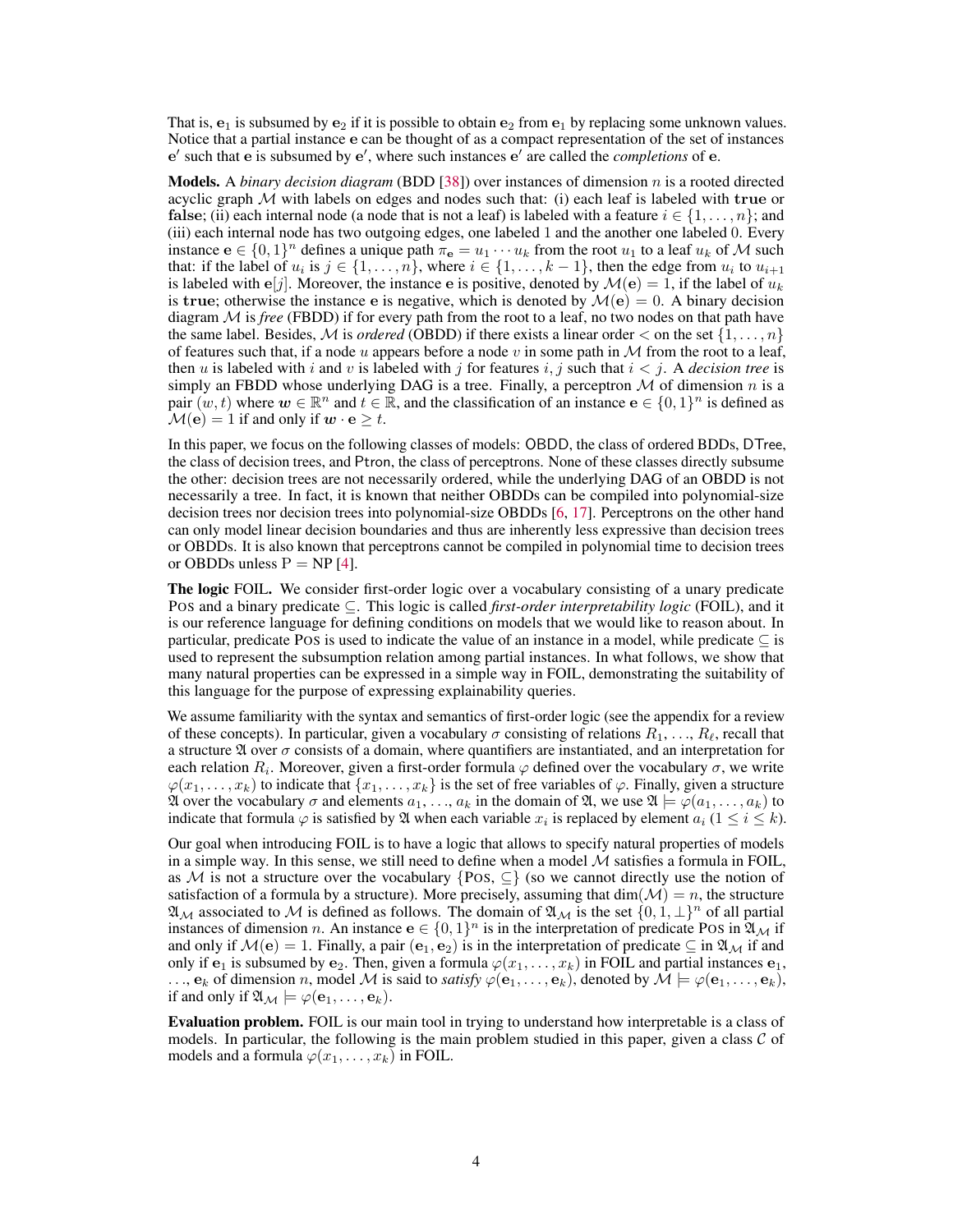That is, $\mathbf{e}_1$ is subsumed by $\mathbf{e}_2$ if it is possible to obtain $\mathbf{e}_2$ from $\mathbf{e}_1$ by replacing some unknown values. Notice that a partial instance $\mathbf{e}$ can be thought of as a compact representation of the set of instances $\mathbf{e}'$ such that $\mathbf{e}$ is subsumed by $\mathbf{e}'$, where such instances $\mathbf{e}'$ are called the *completions* of $\mathbf{e}$.

**Models.** A *binary decision diagram* (BDD [38]) over instances of dimension $n$ is a rooted directed acyclic graph $\mathcal{M}$ with labels on edges and nodes such that: (i) each leaf is labeled with $\mathbf{true}$ or $\mathbf{false}$; (ii) each internal node (a node that is not a leaf) is labeled with a feature $i \in \{1, \dots, n\}$; and (iii) each internal node has two outgoing edges, one labeled 1 and the another one labeled 0. Every instance $\mathbf{e} \in \{0,1\}^n$ defines a unique path $\pi_{\mathbf{e}} = u_1 \cdots u_k$ from the root $u_1$ to a leaf $u_k$ of $\mathcal{M}$ such that: if the label of $u_i$ is $j \in \{1, \dots, n\}$, where $i \in \{1, \dots, k-1\}$, then the edge from $u_i$ to $u_{i+1}$ is labeled with $\mathbf{e}[j]$. Moreover, the instance $\mathbf{e}$ is positive, denoted by $\mathcal{M}(\mathbf{e}) = 1$, if the label of $u_k$ is $\mathbf{true}$; otherwise the instance $\mathbf{e}$ is negative, which is denoted by $\mathcal{M}(\mathbf{e}) = 0$. A binary decision diagram $\mathcal{M}$ is *free* (FBDD) if for every path from the root to a leaf, no two nodes on that path have the same label. Besides, $\mathcal{M}$ is *ordered* (OBDD) if there exists a linear order $<$ on the set $\{1, \dots, n\}$ of features such that, if a node $u$ appears before a node $v$ in some path in $\mathcal{M}$ from the root to a leaf, then $u$ is labeled with $i$ and $v$ is labeled with $j$ for features $i, j$ such that $i < j$. A *decision tree* is simply an FBDD whose underlying DAG is a tree. Finally, a perceptron $\mathcal{M}$ of dimension $n$ is a pair $(w, t)$ where $\boldsymbol{w} \in \mathbb{R}^n$ and $t \in \mathbb{R}$, and the classification of an instance $\mathbf{e} \in \{0,1\}^n$ is defined as $\mathcal{M}(\mathbf{e}) = 1$ if and only if $\boldsymbol{w} \cdot \mathbf{e} \geq t$.

In this paper, we focus on the following classes of models: OBDD, the class of ordered BDDs, DTree, the class of decision trees, and Ptron, the class of perceptrons. None of these classes directly subsume the other: decision trees are not necessarily ordered, while the underlying DAG of an OBDD is not necessarily a tree. In fact, it is known that neither OBDDs can be compiled into polynomial-size decision trees nor decision trees into polynomial-size OBDDs [6, 17]. Perceptrons on the other hand can only model linear decision boundaries and thus are inherently less expressive than decision trees or OBDDs. It is also known that perceptrons cannot be compiled in polynomial time to decision trees or OBDDs unless $\mathrm{P} = \mathrm{NP}$ [4].

**The logic** FOIL. We consider first-order logic over a vocabulary consisting of a unary predicate POS and a binary predicate $\subseteq$. This logic is called *first-order interpretability logic* (FOIL), and it is our reference language for defining conditions on models that we would like to reason about. In particular, predicate POS is used to indicate the value of an instance in a model, while predicate $\subseteq$ is used to represent the subsumption relation among partial instances. In what follows, we show that many natural properties can be expressed in a simple way in FOIL, demonstrating the suitability of this language for the purpose of expressing explainability queries.

We assume familiarity with the syntax and semantics of first-order logic (see the appendix for a review of these concepts). In particular, given a vocabulary $\sigma$ consisting of relations $R_1, \dots, R_\ell$, recall that a structure $\mathfrak{A}$ over $\sigma$ consists of a domain, where quantifiers are instantiated, and an interpretation for each relation $R_i$. Moreover, given a first-order formula $\varphi$ defined over the vocabulary $\sigma$, we write $\varphi(x_1, \dots, x_k)$ to indicate that $\{x_1, \dots, x_k\}$ is the set of free variables of $\varphi$. Finally, given a structure $\mathfrak{A}$ over the vocabulary $\sigma$ and elements $a_1, \dots, a_k$ in the domain of $\mathfrak{A}$, we use $\mathfrak{A} \models \varphi(a_1, \dots, a_k)$ to indicate that formula $\varphi$ is satisfied by $\mathfrak{A}$ when each variable $x_i$ is replaced by element $a_i$ $(1 \leq i \leq k)$.

Our goal when introducing FOIL is to have a logic that allows to specify natural properties of models in a simple way. In this sense, we still need to define when a model $\mathcal{M}$ satisfies a formula in FOIL, as $\mathcal{M}$ is not a structure over the vocabulary $\{\text{POS}, \subseteq\}$ (so we cannot directly use the notion of satisfaction of a formula by a structure). More precisely, assuming that $\dim(\mathcal{M}) = n$, the structure $\mathfrak{A}_{\mathcal{M}}$ associated to $\mathcal{M}$ is defined as follows. The domain of $\mathfrak{A}_{\mathcal{M}}$ is the set $\{0, 1, \perp\}^n$ of all partial instances of dimension $n$. An instance $\mathbf{e} \in \{0,1\}^n$ is in the interpretation of predicate POS in $\mathfrak{A}_{\mathcal{M}}$ if and only if $\mathcal{M}(\mathbf{e}) = 1$. Finally, a pair $(\mathbf{e}_1, \mathbf{e}_2)$ is in the interpretation of predicate $\subseteq$ in $\mathfrak{A}_{\mathcal{M}}$ if and only if $\mathbf{e}_1$ is subsumed by $\mathbf{e}_2$. Then, given a formula $\varphi(x_1, \dots, x_k)$ in FOIL and partial instances $\mathbf{e}_1$, $\dots$, $\mathbf{e}_k$ of dimension $n$, model $\mathcal{M}$ is said to *satisfy* $\varphi(\mathbf{e}_1, \dots, \mathbf{e}_k)$, denoted by $\mathcal{M} \models \varphi(\mathbf{e}_1, \dots, \mathbf{e}_k)$, if and only if $\mathfrak{A}_{\mathcal{M}} \models \varphi(\mathbf{e}_1, \dots, \mathbf{e}_k)$.

**Evaluation problem.** FOIL is our main tool in trying to understand how interpretable is a class of models. In particular, the following is the main problem studied in this paper, given a class $\mathcal{C}$ of models and a formula $\varphi(x_1, \dots, x_k)$ in FOIL.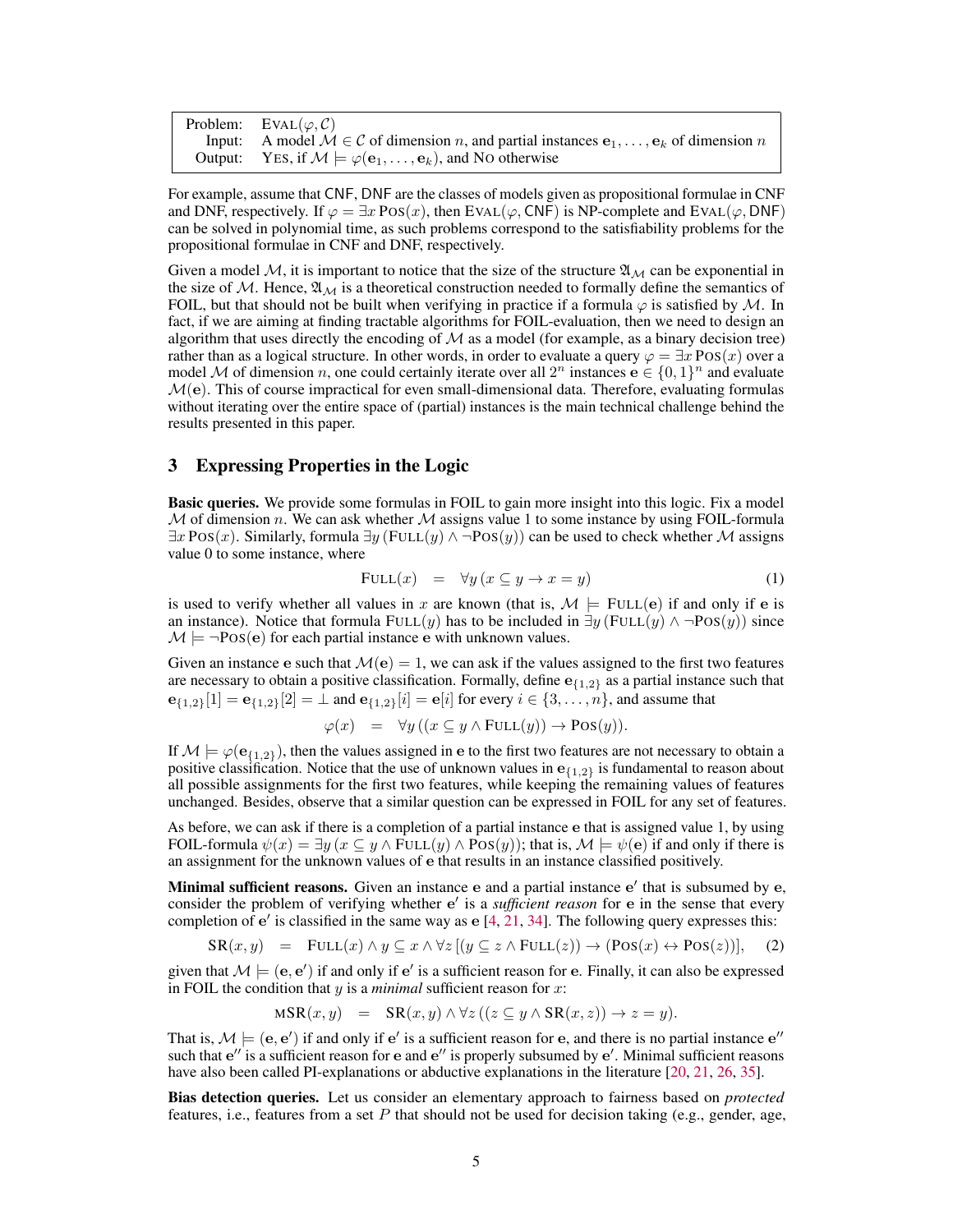| | |
|---|---|
| Problem: | $\text{EVAL}(\varphi, \mathcal{C})$ |
| Input: | A model $\mathcal{M} \in \mathcal{C}$ of dimension $n$, and partial instances $\mathbf{e}_1, \ldots, \mathbf{e}_k$ of dimension $n$ |
| Output: | YES, if $\mathcal{M} \models \varphi(\mathbf{e}_1, \ldots, \mathbf{e}_k)$, and NO otherwise |

For example, assume that CNF, DNF are the classes of models given as propositional formulae in CNF and DNF, respectively. If $\varphi = \exists x \, \text{POS}(x)$, then $\text{EVAL}(\varphi, \text{CNF})$ is NP-complete and $\text{EVAL}(\varphi, \text{DNF})$ can be solved in polynomial time, as such problems correspond to the satisfiability problems for the propositional formulae in CNF and DNF, respectively.

Given a model $\mathcal{M}$, it is important to notice that the size of the structure $\mathfrak{A}_{\mathcal{M}}$ can be exponential in the size of $\mathcal{M}$. Hence, $\mathfrak{A}_{\mathcal{M}}$ is a theoretical construction needed to formally define the semantics of FOIL, but that should not be built when verifying in practice if a formula $\varphi$ is satisfied by $\mathcal{M}$. In fact, if we are aiming at finding tractable algorithms for FOIL-evaluation, then we need to design an algorithm that uses directly the encoding of $\mathcal{M}$ as a model (for example, as a binary decision tree) rather than as a logical structure. In other words, in order to evaluate a query $\varphi = \exists x \, \text{POS}(x)$ over a model $\mathcal{M}$ of dimension $n$, one could certainly iterate over all $2^n$ instances $\mathbf{e} \in \{0, 1\}^n$ and evaluate $\mathcal{M}(\mathbf{e})$. This of course impractical for even small-dimensional data. Therefore, evaluating formulas without iterating over the entire space of (partial) instances is the main technical challenge behind the results presented in this paper.

## 3 Expressing Properties in the Logic

**Basic queries.** We provide some formulas in FOIL to gain more insight into this logic. Fix a model $\mathcal{M}$ of dimension $n$. We can ask whether $\mathcal{M}$ assigns value 1 to some instance by using FOIL-formula $\exists x \, \text{POS}(x)$. Similarly, formula $\exists y \, (\text{FULL}(y) \land \neg \text{POS}(y))$ can be used to check whether $\mathcal{M}$ assigns value 0 to some instance, where

$$\text{FULL}(x) \quad = \quad \forall y \, (x \subseteq y \rightarrow x = y) \tag{1}$$

is used to verify whether all values in $x$ are known (that is, $\mathcal{M} \models \text{FULL}(\mathbf{e})$ if and only if $\mathbf{e}$ is an instance). Notice that formula $\text{FULL}(y)$ has to be included in $\exists y \, (\text{FULL}(y) \land \neg \text{POS}(y))$ since $\mathcal{M} \models \neg \text{POS}(\mathbf{e})$ for each partial instance $\mathbf{e}$ with unknown values.

Given an instance $\mathbf{e}$ such that $\mathcal{M}(\mathbf{e}) = 1$, we can ask if the values assigned to the first two features are necessary to obtain a positive classification. Formally, define $\mathbf{e}_{\{1,2\}}$ as a partial instance such that $\mathbf{e}_{\{1,2\}}[1] = \mathbf{e}_{\{1,2\}}[2] = \bot$ and $\mathbf{e}_{\{1,2\}}[i] = \mathbf{e}[i]$ for every $i \in \{3, \ldots, n\}$, and assume that

$$\varphi(x) \quad = \quad \forall y \, ((x \subseteq y \land \text{FULL}(y)) \rightarrow \text{POS}(y)).$$

If $\mathcal{M} \models \varphi(\mathbf{e}_{\{1,2\}})$, then the values assigned in $\mathbf{e}$ to the first two features are not necessary to obtain a positive classification. Notice that the use of unknown values in $\mathbf{e}_{\{1,2\}}$ is fundamental to reason about all possible assignments for the first two features, while keeping the remaining values of features unchanged. Besides, observe that a similar question can be expressed in FOIL for any set of features.

As before, we can ask if there is a completion of a partial instance $\mathbf{e}$ that is assigned value 1, by using FOIL-formula $\psi(x) = \exists y \, (x \subseteq y \land \text{FULL}(y) \land \text{POS}(y))$; that is, $\mathcal{M} \models \psi(\mathbf{e})$ if and only if there is an assignment for the unknown values of $\mathbf{e}$ that results in an instance classified positively.

**Minimal sufficient reasons.** Given an instance $\mathbf{e}$ and a partial instance $\mathbf{e}'$ that is subsumed by $\mathbf{e}$, consider the problem of verifying whether $\mathbf{e}'$ is a *sufficient reason* for $\mathbf{e}$ in the sense that every completion of $\mathbf{e}'$ is classified in the same way as $\mathbf{e}$ [4, 21, 34]. The following query expresses this:

$$\text{SR}(x, y) \quad = \quad \text{FULL}(x) \land y \subseteq x \land \forall z \, [(y \subseteq z \land \text{FULL}(z)) \rightarrow (\text{POS}(x) \leftrightarrow \text{POS}(z))], \tag{2}$$

given that $\mathcal{M} \models (\mathbf{e}, \mathbf{e}')$ if and only if $\mathbf{e}'$ is a sufficient reason for $\mathbf{e}$. Finally, it can also be expressed in FOIL the condition that $y$ is a *minimal* sufficient reason for $x$:

$$\text{MSR}(x, y) \quad = \quad \text{SR}(x, y) \land \forall z \, ((z \subseteq y \land \text{SR}(x, z)) \rightarrow z = y).$$

That is, $\mathcal{M} \models (\mathbf{e}, \mathbf{e}')$ if and only if $\mathbf{e}'$ is a sufficient reason for $\mathbf{e}$, and there is no partial instance $\mathbf{e}''$ such that $\mathbf{e}''$ is a sufficient reason for $\mathbf{e}$ and $\mathbf{e}''$ is properly subsumed by $\mathbf{e}'$. Minimal sufficient reasons have also been called PI-explanations or abductive explanations in the literature [20, 21, 26, 35].

**Bias detection queries.** Let us consider an elementary approach to fairness based on *protected* features, i.e., features from a set $P$ that should not be used for decision taking (e.g., gender, age,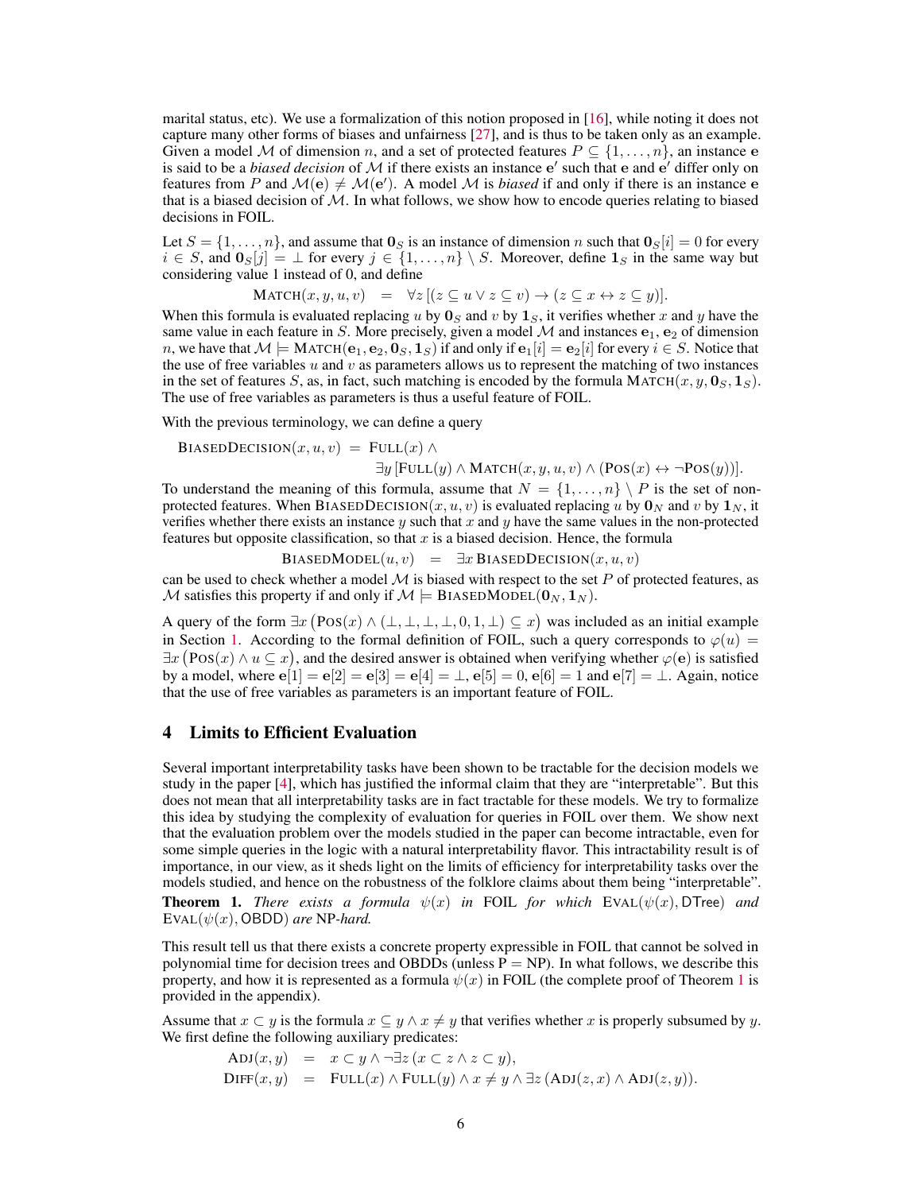marital status, etc). We use a formalization of this notion proposed in [16], while noting it does not capture many other forms of biases and unfairness [27], and is thus to be taken only as an example. Given a model $\mathcal{M}$ of dimension $n$, and a set of protected features $P \subseteq \{1, \ldots, n\}$, an instance $\mathbf{e}$ is said to be a *biased decision* of $\mathcal{M}$ if there exists an instance $\mathbf{e}'$ such that $\mathbf{e}$ and $\mathbf{e}'$ differ only on features from $P$ and $\mathcal{M}(\mathbf{e}) \neq \mathcal{M}(\mathbf{e}')$. A model $\mathcal{M}$ is *biased* if and only if there is an instance $\mathbf{e}$ that is a biased decision of $\mathcal{M}$. In what follows, we show how to encode queries relating to biased decisions in FOIL.

Let $S = \{1, \ldots, n\}$, and assume that $\mathbf{0}_S$ is an instance of dimension $n$ such that $\mathbf{0}_S[i] = 0$ for every $i \in S$, and $\mathbf{0}_S[j] = \bot$ for every $j \in \{1, \ldots, n\} \setminus S$. Moreover, define $\mathbf{1}_S$ in the same way but considering value 1 instead of 0, and define

$$\textsc{Match}(x, y, u, v) \quad = \quad \forall z \, [(z \subseteq u \lor z \subseteq v) \to (z \subseteq x \leftrightarrow z \subseteq y)].$$

When this formula is evaluated replacing $u$ by $\mathbf{0}_S$ and $v$ by $\mathbf{1}_S$, it verifies whether $x$ and $y$ have the same value in each feature in $S$. More precisely, given a model $\mathcal{M}$ and instances $\mathbf{e}_1, \mathbf{e}_2$ of dimension $n$, we have that $\mathcal{M} \models \textsc{Match}(\mathbf{e}_1, \mathbf{e}_2, \mathbf{0}_S, \mathbf{1}_S)$ if and only if $\mathbf{e}_1[i] = \mathbf{e}_2[i]$ for every $i \in S$. Notice that the use of free variables $u$ and $v$ as parameters allows us to represent the matching of two instances in the set of features $S$, as, in fact, such matching is encoded by the formula $\textsc{Match}(x, y, \mathbf{0}_S, \mathbf{1}_S)$. The use of free variables as parameters is thus a useful feature of FOIL.

With the previous terminology, we can define a query

$$\textsc{BiasedDecision}(x, u, v) \; = \; \textsc{Full}(x) \, \land \; \exists y \, [\textsc{Full}(y) \land \textsc{Match}(x, y, u, v) \land (\textsc{Pos}(x) \leftrightarrow \neg\textsc{Pos}(y))].$$

To understand the meaning of this formula, assume that $N = \{1, \ldots, n\} \setminus P$ is the set of non-protected features. When $\textsc{BiasedDecision}(x, u, v)$ is evaluated replacing $u$ by $\mathbf{0}_N$ and $v$ by $\mathbf{1}_N$, it verifies whether there exists an instance $y$ such that $x$ and $y$ have the same values in the non-protected features but opposite classification, so that $x$ is a biased decision. Hence, the formula

$$\textsc{BiasedModel}(u, v) \quad = \quad \exists x \, \textsc{BiasedDecision}(x, u, v)$$

can be used to check whether a model $\mathcal{M}$ is biased with respect to the set $P$ of protected features, as $\mathcal{M}$ satisfies this property if and only if $\mathcal{M} \models \textsc{BiasedModel}(\mathbf{0}_N, \mathbf{1}_N)$.

A query of the form $\exists x \left(\textsc{Pos}(x) \land (\bot, \bot, \bot, \bot, 0, 1, \bot) \subseteq x\right)$ was included as an initial example in Section 1. According to the formal definition of FOIL, such a query corresponds to $\varphi(u) = \exists x \left(\textsc{Pos}(x) \land u \subseteq x\right)$, and the desired answer is obtained when verifying whether $\varphi(\mathbf{e})$ is satisfied by a model, where $\mathbf{e}[1] = \mathbf{e}[2] = \mathbf{e}[3] = \mathbf{e}[4] = \bot$, $\mathbf{e}[5] = 0$, $\mathbf{e}[6] = 1$ and $\mathbf{e}[7] = \bot$. Again, notice that the use of free variables as parameters is an important feature of FOIL.

## 4 Limits to Efficient Evaluation

Several important interpretability tasks have been shown to be tractable for the decision models we study in the paper [4], which has justified the informal claim that they are "interpretable". But this does not mean that all interpretability tasks are in fact tractable for these models. We try to formalize this idea by studying the complexity of evaluation for queries in FOIL over them. We show next that the evaluation problem over the models studied in the paper can become intractable, even for some simple queries in the logic with a natural interpretability flavor. This intractability result is of importance, in our view, as it sheds light on the limits of efficiency for interpretability tasks over the models studied, and hence on the robustness of the folklore claims about them being "interpretable".

**Theorem 1.** *There exists a formula $\psi(x)$ in FOIL for which $\textsc{Eval}(\psi(x), \mathsf{DTree})$ and $\textsc{Eval}(\psi(x), \mathsf{OBDD})$ are* NP*-hard.*

This result tell us that there exists a concrete property expressible in FOIL that cannot be solved in polynomial time for decision trees and OBDDs (unless P = NP). In what follows, we describe this property, and how it is represented as a formula $\psi(x)$ in FOIL (the complete proof of Theorem 1 is provided in the appendix).

Assume that $x \subset y$ is the formula $x \subseteq y \land x \neq y$ that verifies whether $x$ is properly subsumed by $y$. We first define the following auxiliary predicates:

$$\begin{aligned}
\textsc{Adj}(x, y) \quad &= \quad x \subset y \land \neg\exists z \, (x \subset z \land z \subset y), \\
\textsc{Diff}(x, y) \quad &= \quad \textsc{Full}(x) \land \textsc{Full}(y) \land x \neq y \land \exists z \, (\textsc{Adj}(z, x) \land \textsc{Adj}(z, y)).
\end{aligned}$$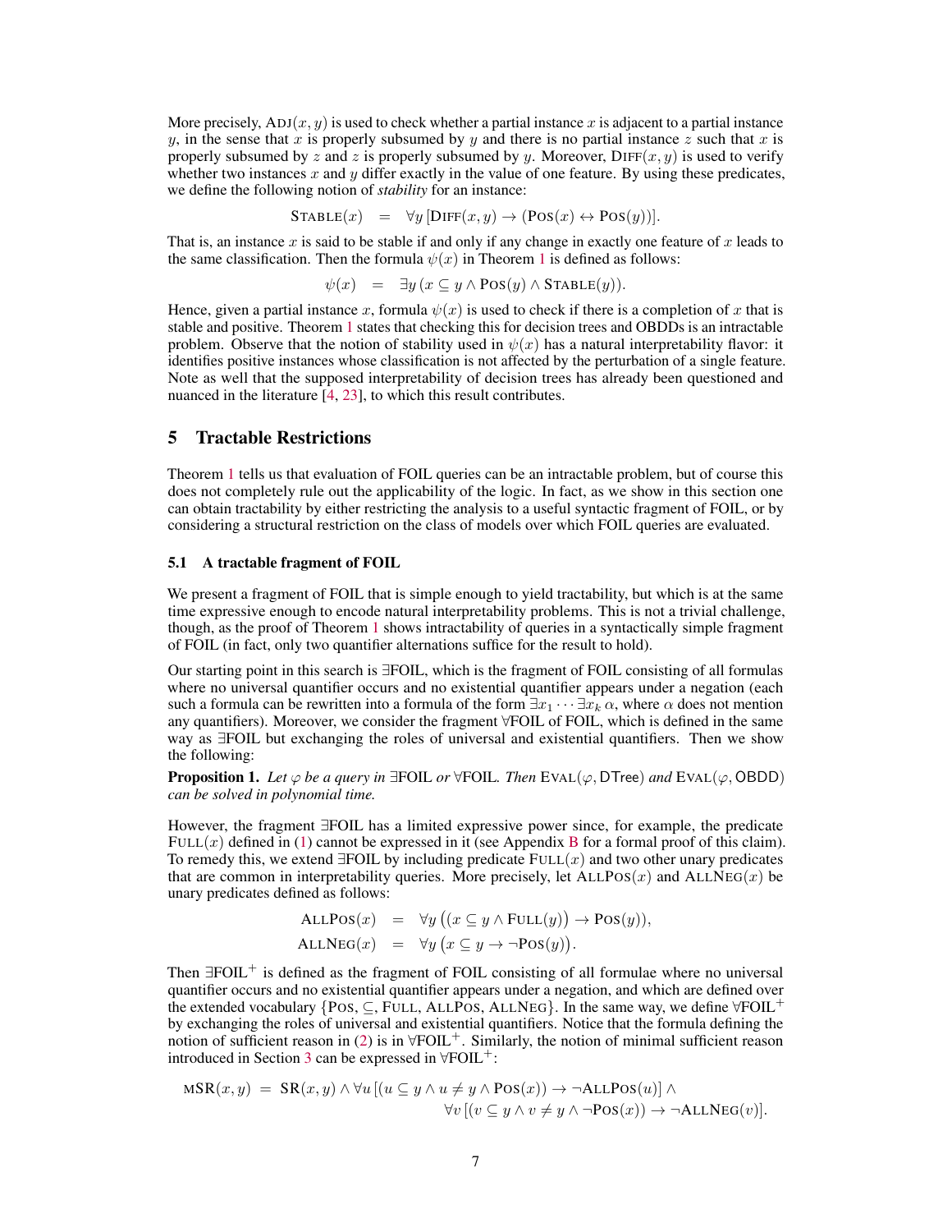More precisely, $\text{ADJ}(x, y)$ is used to check whether a partial instance $x$ is adjacent to a partial instance $y$, in the sense that $x$ is properly subsumed by $y$ and there is no partial instance $z$ such that $x$ is properly subsumed by $z$ and $z$ is properly subsumed by $y$. Moreover, $\text{DIFF}(x, y)$ is used to verify whether two instances $x$ and $y$ differ exactly in the value of one feature. By using these predicates, we define the following notion of *stability* for an instance:

$$\text{STABLE}(x) \quad = \quad \forall y \, [\text{DIFF}(x, y) \to (\text{POS}(x) \leftrightarrow \text{POS}(y))].$$

That is, an instance $x$ is said to be stable if and only if any change in exactly one feature of $x$ leads to the same classification. Then the formula $\psi(x)$ in Theorem 1 is defined as follows:

$$\psi(x) \quad = \quad \exists y \, (x \subseteq y \land \text{POS}(y) \land \text{STABLE}(y)).$$

Hence, given a partial instance $x$, formula $\psi(x)$ is used to check if there is a completion of $x$ that is stable and positive. Theorem 1 states that checking this for decision trees and OBDDs is an intractable problem. Observe that the notion of stability used in $\psi(x)$ has a natural interpretability flavor: it identifies positive instances whose classification is not affected by the perturbation of a single feature. Note as well that the supposed interpretability of decision trees has already been questioned and nuanced in the literature [4, 23], to which this result contributes.

# 5 Tractable Restrictions

Theorem 1 tells us that evaluation of FOIL queries can be an intractable problem, but of course this does not completely rule out the applicability of the logic. In fact, as we show in this section one can obtain tractability by either restricting the analysis to a useful syntactic fragment of FOIL, or by considering a structural restriction on the class of models over which FOIL queries are evaluated.

## 5.1 A tractable fragment of FOIL

We present a fragment of FOIL that is simple enough to yield tractability, but which is at the same time expressive enough to encode natural interpretability problems. This is not a trivial challenge, though, as the proof of Theorem 1 shows intractability of queries in a syntactically simple fragment of FOIL (in fact, only two quantifier alternations suffice for the result to hold).

Our starting point in this search is $\exists$FOIL, which is the fragment of FOIL consisting of all formulas where no universal quantifier occurs and no existential quantifier appears under a negation (each such a formula can be rewritten into a formula of the form $\exists x_1 \cdots \exists x_k \, \alpha$, where $\alpha$ does not mention any quantifiers). Moreover, we consider the fragment $\forall$FOIL of FOIL, which is defined in the same way as $\exists$FOIL but exchanging the roles of universal and existential quantifiers. Then we show the following:

**Proposition 1.** *Let $\varphi$ be a query in $\exists$FOIL or $\forall$FOIL. Then $\text{EVAL}(\varphi, \text{DTree})$ and $\text{EVAL}(\varphi, \text{OBDD})$ can be solved in polynomial time.*

However, the fragment $\exists$FOIL has a limited expressive power since, for example, the predicate $\text{FULL}(x)$ defined in (1) cannot be expressed in it (see Appendix B for a formal proof of this claim). To remedy this, we extend $\exists$FOIL by including predicate $\text{FULL}(x)$ and two other unary predicates that are common in interpretability queries. More precisely, let $\text{ALLPOS}(x)$ and $\text{ALLNEG}(x)$ be unary predicates defined as follows:

$$\begin{aligned}
\text{ALLPOS}(x) \quad &= \quad \forall y \, \big((x \subseteq y \land \text{FULL}(y)) \to \text{POS}(y)\big), \\
\text{ALLNEG}(x) \quad &= \quad \forall y \, \big(x \subseteq y \to \neg\text{POS}(y)\big).
\end{aligned}$$

Then $\exists\text{FOIL}^+$ is defined as the fragment of FOIL consisting of all formulae where no universal quantifier occurs and no existential quantifier appears under a negation, and which are defined over the extended vocabulary $\{\text{POS}, \subseteq, \text{FULL}, \text{ALLPOS}, \text{ALLNEG}\}$. In the same way, we define $\forall\text{FOIL}^+$ by exchanging the roles of universal and existential quantifiers. Notice that the formula defining the notion of sufficient reason in (2) is in $\forall\text{FOIL}^+$. Similarly, the notion of minimal sufficient reason introduced in Section 3 can be expressed in $\forall\text{FOIL}^+$:

$$\begin{aligned}
\text{MSR}(x, y) \; = \; \text{SR}(x, y) \land \forall u \, [(u \subseteq y \land u \neq y \land \text{POS}(x)) \to \neg\text{ALLPOS}(u)] \land \\
\forall v \, [(v \subseteq y \land v \neq y \land \neg\text{POS}(x)) \to \neg\text{ALLNEG}(v)].
\end{aligned}$$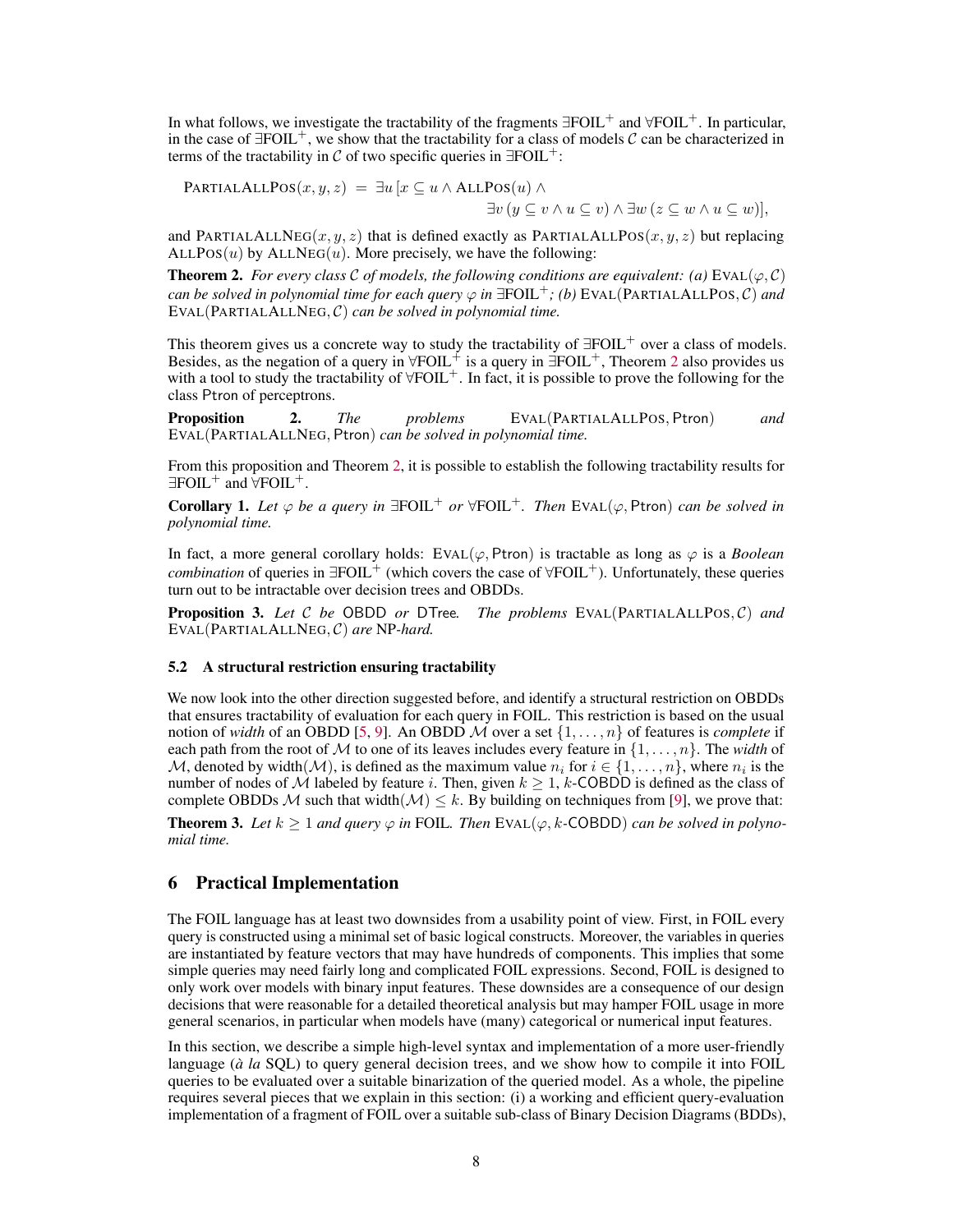In what follows, we investigate the tractability of the fragments $\exists\text{FOIL}^+$ and $\forall\text{FOIL}^+$. In particular, in the case of $\exists\text{FOIL}^+$, we show that the tractability for a class of models $\mathcal{C}$ can be characterized in terms of the tractability in $\mathcal{C}$ of two specific queries in $\exists\text{FOIL}^+$:

$$\textsc{PartialAllPos}(x, y, z) \;=\; \exists u\,[x \subseteq u \wedge \textsc{AllPos}(u) \wedge \exists v\,(y \subseteq v \wedge u \subseteq v) \wedge \exists w\,(z \subseteq w \wedge u \subseteq w)],$$

and $\textsc{PartialAllNeg}(x, y, z)$ that is defined exactly as $\textsc{PartialAllPos}(x, y, z)$ but replacing $\textsc{AllPos}(u)$ by $\textsc{AllNeg}(u)$. More precisely, we have the following:

**Theorem 2.** *For every class $\mathcal{C}$ of models, the following conditions are equivalent: (a) $\textsc{Eval}(\varphi, \mathcal{C})$ can be solved in polynomial time for each query $\varphi$ in $\exists\text{FOIL}^+$; (b) $\textsc{Eval}(\textsc{PartialAllPos}, \mathcal{C})$ and $\textsc{Eval}(\textsc{PartialAllNeg}, \mathcal{C})$ can be solved in polynomial time.*

This theorem gives us a concrete way to study the tractability of $\exists\text{FOIL}^+$ over a class of models. Besides, as the negation of a query in $\forall\text{FOIL}^+$ is a query in $\exists\text{FOIL}^+$, Theorem 2 also provides us with a tool to study the tractability of $\forall\text{FOIL}^+$. In fact, it is possible to prove the following for the class Ptron of perceptrons.

**Proposition 2.** *The problems $\textsc{Eval}(\textsc{PartialAllPos}, \mathsf{Ptron})$ and $\textsc{Eval}(\textsc{PartialAllNeg}, \mathsf{Ptron})$ can be solved in polynomial time.*

From this proposition and Theorem 2, it is possible to establish the following tractability results for $\exists\text{FOIL}^+$ and $\forall\text{FOIL}^+$.

**Corollary 1.** *Let $\varphi$ be a query in $\exists\text{FOIL}^+$ or $\forall\text{FOIL}^+$. Then $\textsc{Eval}(\varphi, \mathsf{Ptron})$ can be solved in polynomial time.*

In fact, a more general corollary holds: $\textsc{Eval}(\varphi, \mathsf{Ptron})$ is tractable as long as $\varphi$ is a *Boolean combination* of queries in $\exists\text{FOIL}^+$ (which covers the case of $\forall\text{FOIL}^+$). Unfortunately, these queries turn out to be intractable over decision trees and OBDDs.

**Proposition 3.** *Let $\mathcal{C}$ be OBDD or DTree. The problems $\textsc{Eval}(\textsc{PartialAllPos}, \mathcal{C})$ and $\textsc{Eval}(\textsc{PartialAllNeg}, \mathcal{C})$ are NP-hard.*

### 5.2 A structural restriction ensuring tractability

We now look into the other direction suggested before, and identify a structural restriction on OBDDs that ensures tractability of evaluation for each query in FOIL. This restriction is based on the usual notion of *width* of an OBDD [5, 9]. An OBDD $\mathcal{M}$ over a set $\{1, \ldots, n\}$ of features is *complete* if each path from the root of $\mathcal{M}$ to one of its leaves includes every feature in $\{1, \ldots, n\}$. The *width* of $\mathcal{M}$, denoted by $\text{width}(\mathcal{M})$, is defined as the maximum value $n_i$ for $i \in \{1, \ldots, n\}$, where $n_i$ is the number of nodes of $\mathcal{M}$ labeled by feature $i$. Then, given $k \geq 1$, $k$-COBDD is defined as the class of complete OBDDs $\mathcal{M}$ such that $\text{width}(\mathcal{M}) \leq k$. By building on techniques from [9], we prove that:

**Theorem 3.** *Let $k \geq 1$ and query $\varphi$ in FOIL. Then $\textsc{Eval}(\varphi, k\text{-COBDD})$ can be solved in polynomial time.*

## 6 Practical Implementation

The FOIL language has at least two downsides from a usability point of view. First, in FOIL every query is constructed using a minimal set of basic logical constructs. Moreover, the variables in queries are instantiated by feature vectors that may have hundreds of components. This implies that some simple queries may need fairly long and complicated FOIL expressions. Second, FOIL is designed to only work over models with binary input features. These downsides are a consequence of our design decisions that were reasonable for a detailed theoretical analysis but may hamper FOIL usage in more general scenarios, in particular when models have (many) categorical or numerical input features.

In this section, we describe a simple high-level syntax and implementation of a more user-friendly language (*à la* SQL) to query general decision trees, and we show how to compile it into FOIL queries to be evaluated over a suitable binarization of the queried model. As a whole, the pipeline requires several pieces that we explain in this section: (i) a working and efficient query-evaluation implementation of a fragment of FOIL over a suitable sub-class of Binary Decision Diagrams (BDDs),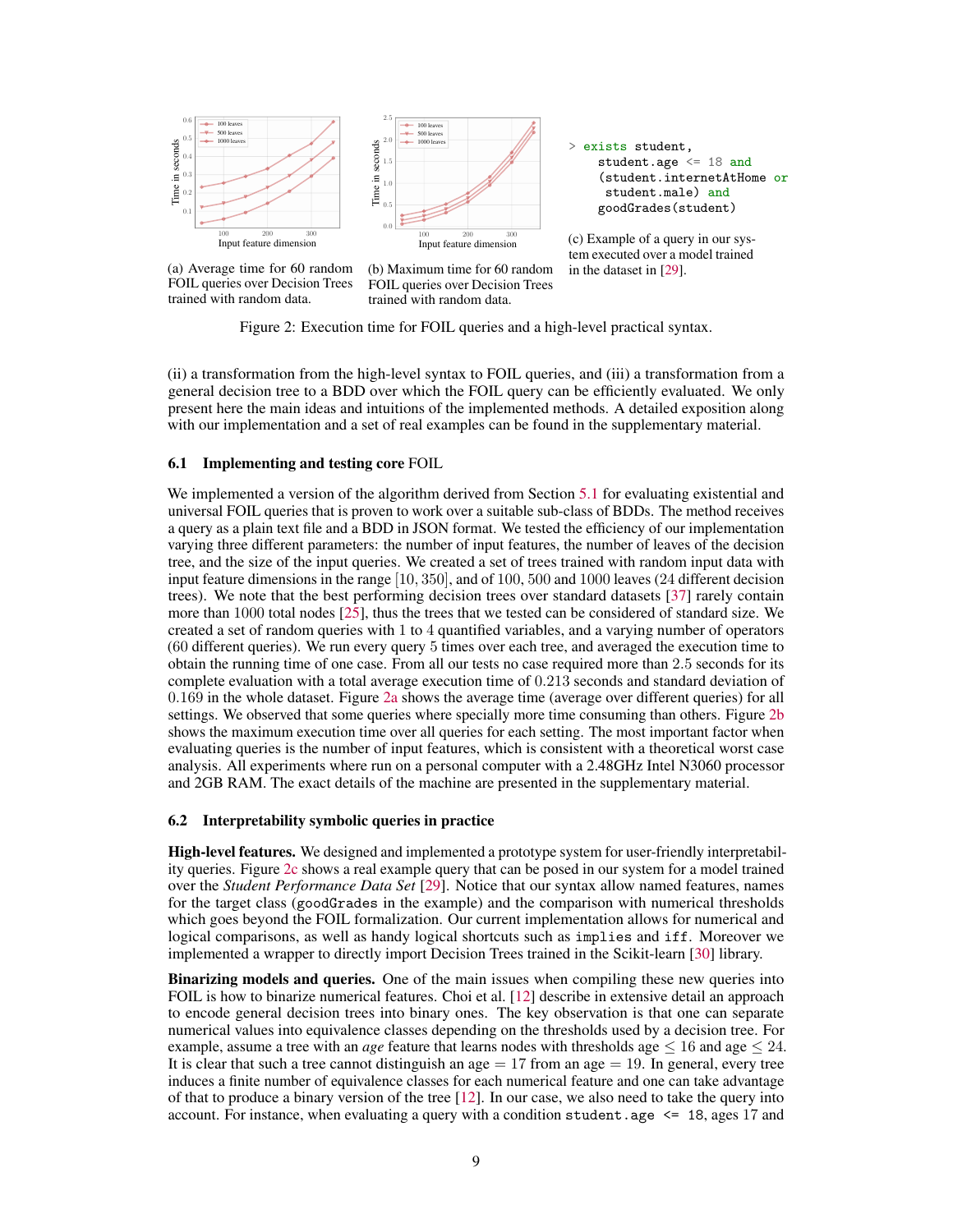(a) Average time for 60 random FOIL queries over Decision Trees trained with random data.

(b) Maximum time for 60 random FOIL queries over Decision Trees trained with random data.

```
> exists student,
    student.age <= 18 and
    (student.internetAtHome or
     student.male) and
    goodGrades(student)
```

(c) Example of a query in our system executed over a model trained in the dataset in [29].

Figure 2: Execution time for FOIL queries and a high-level practical syntax.

(ii) a transformation from the high-level syntax to FOIL queries, and (iii) a transformation from a general decision tree to a BDD over which the FOIL query can be efficiently evaluated. We only present here the main ideas and intuitions of the implemented methods. A detailed exposition along with our implementation and a set of real examples can be found in the supplementary material.

### 6.1 Implementing and testing core FOIL

We implemented a version of the algorithm derived from Section 5.1 for evaluating existential and universal FOIL queries that is proven to work over a suitable sub-class of BDDs. The method receives a query as a plain text file and a BDD in JSON format. We tested the efficiency of our implementation varying three different parameters: the number of input features, the number of leaves of the decision tree, and the size of the input queries. We created a set of trees trained with random input data with input feature dimensions in the range $[10, 350]$, and of 100, 500 and 1000 leaves (24 different decision trees). We note that the best performing decision trees over standard datasets [37] rarely contain more than 1000 total nodes [25], thus the trees that we tested can be considered of standard size. We created a set of random queries with 1 to 4 quantified variables, and a varying number of operators (60 different queries). We run every query 5 times over each tree, and averaged the execution time to obtain the running time of one case. From all our tests no case required more than 2.5 seconds for its complete evaluation with a total average execution time of 0.213 seconds and standard deviation of 0.169 in the whole dataset. Figure 2a shows the average time (average over different queries) for all settings. We observed that some queries where specially more time consuming than others. Figure 2b shows the maximum execution time over all queries for each setting. The most important factor when evaluating queries is the number of input features, which is consistent with a theoretical worst case analysis. All experiments where run on a personal computer with a 2.48GHz Intel N3060 processor and 2GB RAM. The exact details of the machine are presented in the supplementary material.

### 6.2 Interpretability symbolic queries in practice

**High-level features.** We designed and implemented a prototype system for user-friendly interpretability queries. Figure 2c shows a real example query that can be posed in our system for a model trained over the *Student Performance Data Set* [29]. Notice that our syntax allow named features, names for the target class (`goodGrades` in the example) and the comparison with numerical thresholds which goes beyond the FOIL formalization. Our current implementation allows for numerical and logical comparisons, as well as handy logical shortcuts such as `implies` and `iff`. Moreover we implemented a wrapper to directly import Decision Trees trained in the Scikit-learn [30] library.

**Binarizing models and queries.** One of the main issues when compiling these new queries into FOIL is how to binarize numerical features. Choi et al. [12] describe in extensive detail an approach to encode general decision trees into binary ones. The key observation is that one can separate numerical values into equivalence classes depending on the thresholds used by a decision tree. For example, assume a tree with an *age* feature that learns nodes with thresholds age $\leq 16$ and age $\leq 24$. It is clear that such a tree cannot distinguish an age $= 17$ from an age $= 19$. In general, every tree induces a finite number of equivalence classes for each numerical feature and one can take advantage of that to produce a binary version of the tree [12]. In our case, we also need to take the query into account. For instance, when evaluating a query with a condition `student.age <= 18`, ages 17 and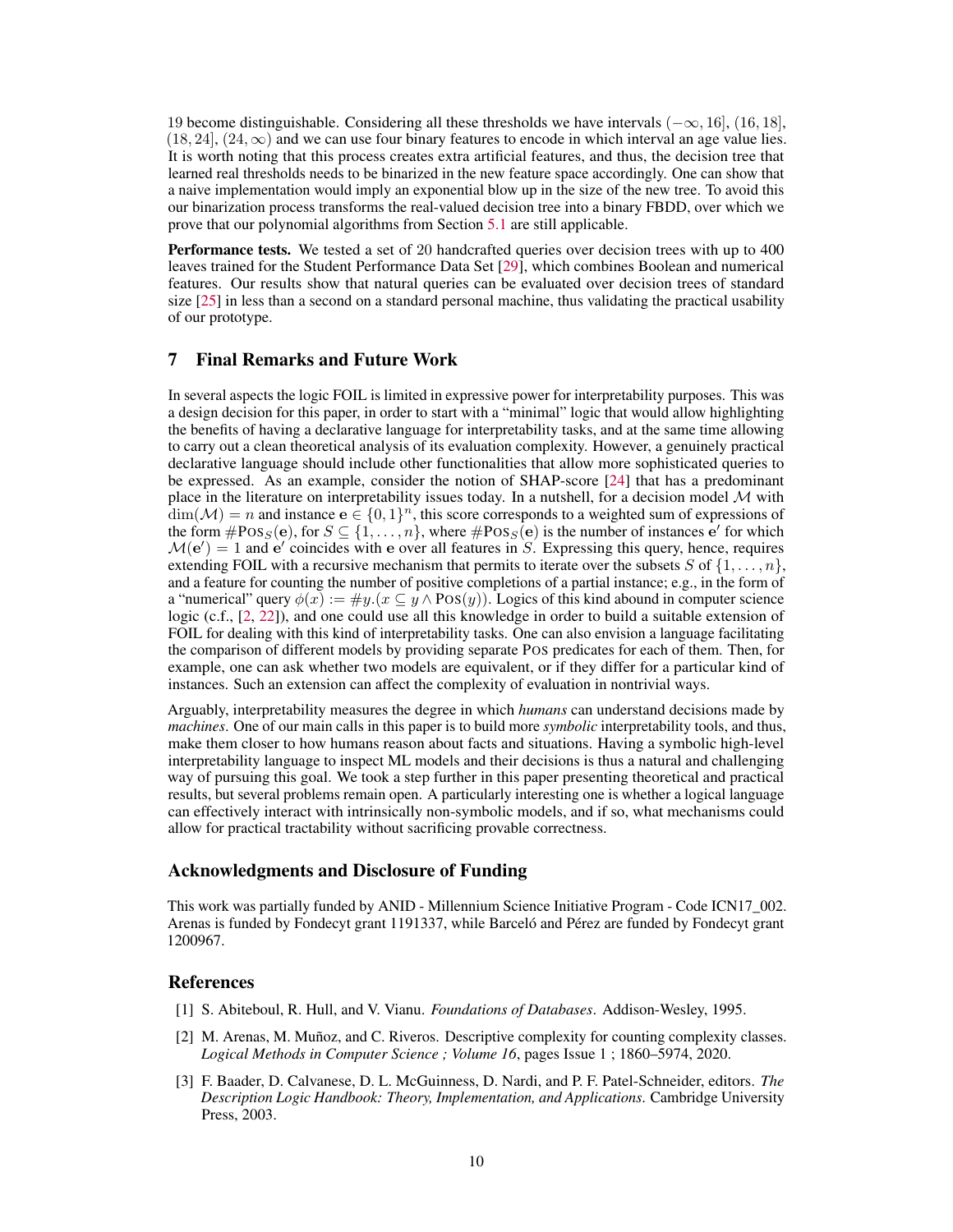19 become distinguishable. Considering all these thresholds we have intervals $(-\infty, 16]$, $(16, 18]$, $(18, 24]$, $(24, \infty)$ and we can use four binary features to encode in which interval an age value lies. It is worth noting that this process creates extra artificial features, and thus, the decision tree that learned real thresholds needs to be binarized in the new feature space accordingly. One can show that a naive implementation would imply an exponential blow up in the size of the new tree. To avoid this our binarization process transforms the real-valued decision tree into a binary FBDD, over which we prove that our polynomial algorithms from Section 5.1 are still applicable.

**Performance tests.** We tested a set of 20 handcrafted queries over decision trees with up to 400 leaves trained for the Student Performance Data Set [29], which combines Boolean and numerical features. Our results show that natural queries can be evaluated over decision trees of standard size [25] in less than a second on a standard personal machine, thus validating the practical usability of our prototype.

## 7 Final Remarks and Future Work

In several aspects the logic FOIL is limited in expressive power for interpretability purposes. This was a design decision for this paper, in order to start with a "minimal" logic that would allow highlighting the benefits of having a declarative language for interpretability tasks, and at the same time allowing to carry out a clean theoretical analysis of its evaluation complexity. However, a genuinely practical declarative language should include other functionalities that allow more sophisticated queries to be expressed. As an example, consider the notion of SHAP-score [24] that has a predominant place in the literature on interpretability issues today. In a nutshell, for a decision model $\mathcal{M}$ with $\dim(\mathcal{M}) = n$ and instance $\mathbf{e} \in \{0,1\}^n$, this score corresponds to a weighted sum of expressions of the form $\#\text{POS}_S(\mathbf{e})$, for $S \subseteq \{1, \dots, n\}$, where $\#\text{POS}_S(\mathbf{e})$ is the number of instances $\mathbf{e}'$ for which $\mathcal{M}(\mathbf{e}') = 1$ and $\mathbf{e}'$ coincides with $\mathbf{e}$ over all features in $S$. Expressing this query, hence, requires extending FOIL with a recursive mechanism that permits to iterate over the subsets $S$ of $\{1, \dots, n\}$, and a feature for counting the number of positive completions of a partial instance; e.g., in the form of a "numerical" query $\phi(x) := \#y.(x \subseteq y \wedge \text{POS}(y))$. Logics of this kind abound in computer science logic (c.f., [2, 22]), and one could use all this knowledge in order to build a suitable extension of FOIL for dealing with this kind of interpretability tasks. One can also envision a language facilitating the comparison of different models by providing separate POS predicates for each of them. Then, for example, one can ask whether two models are equivalent, or if they differ for a particular kind of instances. Such an extension can affect the complexity of evaluation in nontrivial ways.

Arguably, interpretability measures the degree in which *humans* can understand decisions made by *machines*. One of our main calls in this paper is to build more *symbolic* interpretability tools, and thus, make them closer to how humans reason about facts and situations. Having a symbolic high-level interpretability language to inspect ML models and their decisions is thus a natural and challenging way of pursuing this goal. We took a step further in this paper presenting theoretical and practical results, but several problems remain open. A particularly interesting one is whether a logical language can effectively interact with intrinsically non-symbolic models, and if so, what mechanisms could allow for practical tractability without sacrificing provable correctness.

## Acknowledgments and Disclosure of Funding

This work was partially funded by ANID - Millennium Science Initiative Program - Code ICN17_002. Arenas is funded by Fondecyt grant 1191337, while Barceló and Pérez are funded by Fondecyt grant 1200967.

## References

[1] S. Abiteboul, R. Hull, and V. Vianu. *Foundations of Databases*. Addison-Wesley, 1995.

[2] M. Arenas, M. Muñoz, and C. Riveros. Descriptive complexity for counting complexity classes. *Logical Methods in Computer Science ; Volume 16*, pages Issue 1 ; 1860–5974, 2020.

[3] F. Baader, D. Calvanese, D. L. McGuinness, D. Nardi, and P. F. Patel-Schneider, editors. *The Description Logic Handbook: Theory, Implementation, and Applications*. Cambridge University Press, 2003.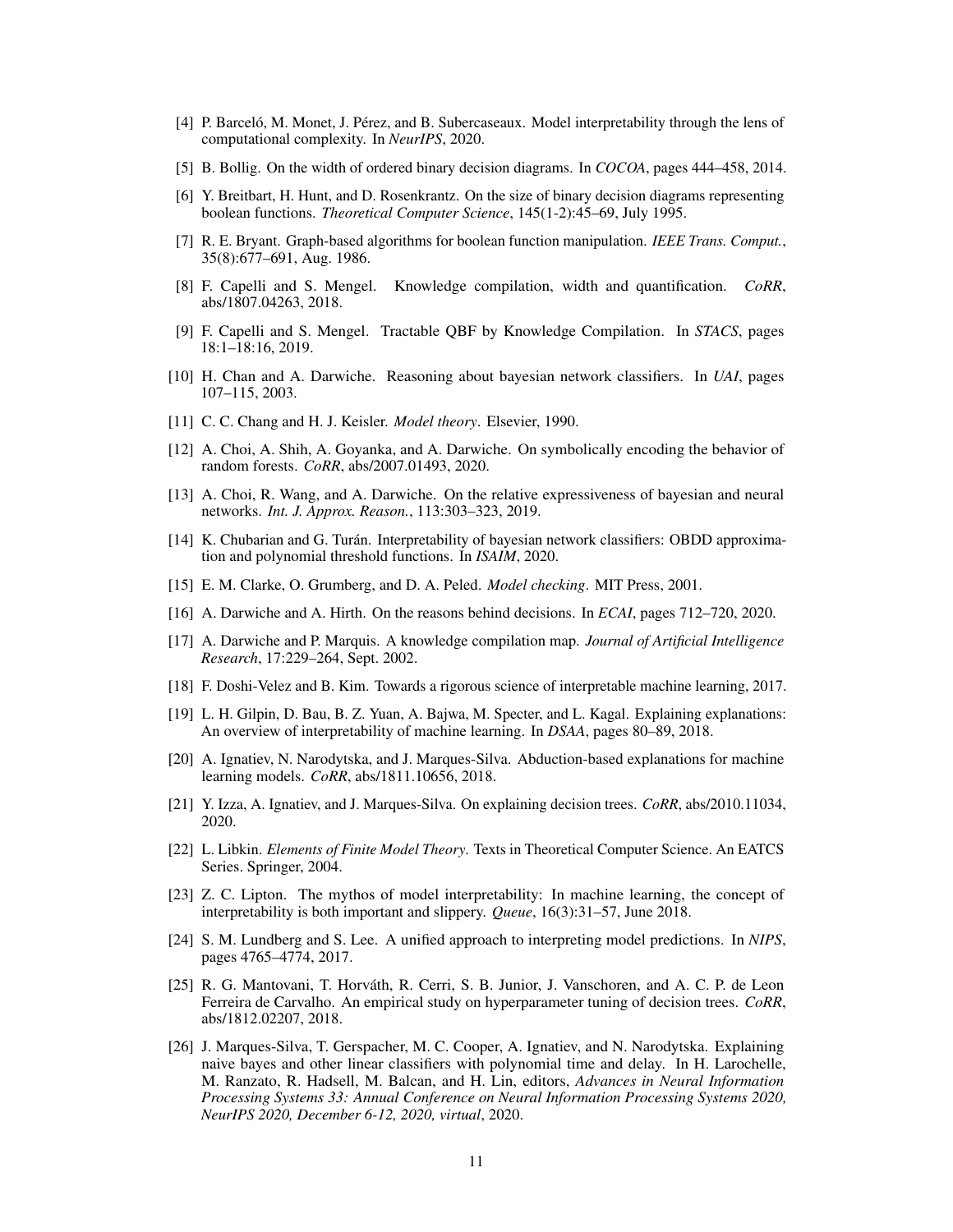[4] P. Barceló, M. Monet, J. Pérez, and B. Subercaseaux. Model interpretability through the lens of computational complexity. In *NeurIPS*, 2020.

[5] B. Bollig. On the width of ordered binary decision diagrams. In *COCOA*, pages 444–458, 2014.

[6] Y. Breitbart, H. Hunt, and D. Rosenkrantz. On the size of binary decision diagrams representing boolean functions. *Theoretical Computer Science*, 145(1-2):45–69, July 1995.

[7] R. E. Bryant. Graph-based algorithms for boolean function manipulation. *IEEE Trans. Comput.*, 35(8):677–691, Aug. 1986.

[8] F. Capelli and S. Mengel. Knowledge compilation, width and quantification. *CoRR*, abs/1807.04263, 2018.

[9] F. Capelli and S. Mengel. Tractable QBF by Knowledge Compilation. In *STACS*, pages 18:1–18:16, 2019.

[10] H. Chan and A. Darwiche. Reasoning about bayesian network classifiers. In *UAI*, pages 107–115, 2003.

[11] C. C. Chang and H. J. Keisler. *Model theory*. Elsevier, 1990.

[12] A. Choi, A. Shih, A. Goyanka, and A. Darwiche. On symbolically encoding the behavior of random forests. *CoRR*, abs/2007.01493, 2020.

[13] A. Choi, R. Wang, and A. Darwiche. On the relative expressiveness of bayesian and neural networks. *Int. J. Approx. Reason.*, 113:303–323, 2019.

[14] K. Chubarian and G. Turán. Interpretability of bayesian network classifiers: OBDD approximation and polynomial threshold functions. In *ISAIM*, 2020.

[15] E. M. Clarke, O. Grumberg, and D. A. Peled. *Model checking*. MIT Press, 2001.

[16] A. Darwiche and A. Hirth. On the reasons behind decisions. In *ECAI*, pages 712–720, 2020.

[17] A. Darwiche and P. Marquis. A knowledge compilation map. *Journal of Artificial Intelligence Research*, 17:229–264, Sept. 2002.

[18] F. Doshi-Velez and B. Kim. Towards a rigorous science of interpretable machine learning, 2017.

[19] L. H. Gilpin, D. Bau, B. Z. Yuan, A. Bajwa, M. Specter, and L. Kagal. Explaining explanations: An overview of interpretability of machine learning. In *DSAA*, pages 80–89, 2018.

[20] A. Ignatiev, N. Narodytska, and J. Marques-Silva. Abduction-based explanations for machine learning models. *CoRR*, abs/1811.10656, 2018.

[21] Y. Izza, A. Ignatiev, and J. Marques-Silva. On explaining decision trees. *CoRR*, abs/2010.11034, 2020.

[22] L. Libkin. *Elements of Finite Model Theory*. Texts in Theoretical Computer Science. An EATCS Series. Springer, 2004.

[23] Z. C. Lipton. The mythos of model interpretability: In machine learning, the concept of interpretability is both important and slippery. *Queue*, 16(3):31–57, June 2018.

[24] S. M. Lundberg and S. Lee. A unified approach to interpreting model predictions. In *NIPS*, pages 4765–4774, 2017.

[25] R. G. Mantovani, T. Horváth, R. Cerri, S. B. Junior, J. Vanschoren, and A. C. P. de Leon Ferreira de Carvalho. An empirical study on hyperparameter tuning of decision trees. *CoRR*, abs/1812.02207, 2018.

[26] J. Marques-Silva, T. Gerspacher, M. C. Cooper, A. Ignatiev, and N. Narodytska. Explaining naive bayes and other linear classifiers with polynomial time and delay. In H. Larochelle, M. Ranzato, R. Hadsell, M. Balcan, and H. Lin, editors, *Advances in Neural Information Processing Systems 33: Annual Conference on Neural Information Processing Systems 2020, NeurIPS 2020, December 6-12, 2020, virtual*, 2020.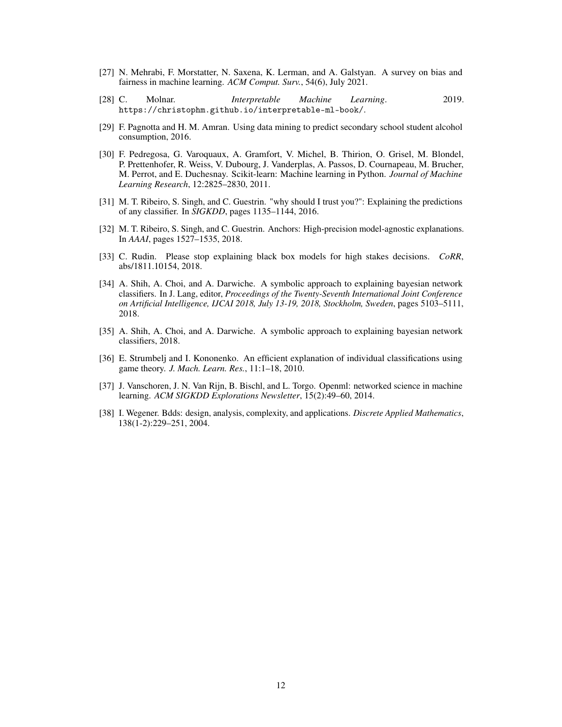[27] N. Mehrabi, F. Morstatter, N. Saxena, K. Lerman, and A. Galstyan. A survey on bias and fairness in machine learning. *ACM Comput. Surv.*, 54(6), July 2021.

[28] C. Molnar. *Interpretable Machine Learning*. 2019. `https://christophm.github.io/interpretable-ml-book/`.

[29] F. Pagnotta and H. M. Amran. Using data mining to predict secondary school student alcohol consumption, 2016.

[30] F. Pedregosa, G. Varoquaux, A. Gramfort, V. Michel, B. Thirion, O. Grisel, M. Blondel, P. Prettenhofer, R. Weiss, V. Dubourg, J. Vanderplas, A. Passos, D. Cournapeau, M. Brucher, M. Perrot, and E. Duchesnay. Scikit-learn: Machine learning in Python. *Journal of Machine Learning Research*, 12:2825–2830, 2011.

[31] M. T. Ribeiro, S. Singh, and C. Guestrin. "why should I trust you?": Explaining the predictions of any classifier. In *SIGKDD*, pages 1135–1144, 2016.

[32] M. T. Ribeiro, S. Singh, and C. Guestrin. Anchors: High-precision model-agnostic explanations. In *AAAI*, pages 1527–1535, 2018.

[33] C. Rudin. Please stop explaining black box models for high stakes decisions. *CoRR*, abs/1811.10154, 2018.

[34] A. Shih, A. Choi, and A. Darwiche. A symbolic approach to explaining bayesian network classifiers. In J. Lang, editor, *Proceedings of the Twenty-Seventh International Joint Conference on Artificial Intelligence, IJCAI 2018, July 13-19, 2018, Stockholm, Sweden*, pages 5103–5111, 2018.

[35] A. Shih, A. Choi, and A. Darwiche. A symbolic approach to explaining bayesian network classifiers, 2018.

[36] E. Strumbelj and I. Kononenko. An efficient explanation of individual classifications using game theory. *J. Mach. Learn. Res.*, 11:1–18, 2010.

[37] J. Vanschoren, J. N. Van Rijn, B. Bischl, and L. Torgo. Openml: networked science in machine learning. *ACM SIGKDD Explorations Newsletter*, 15(2):49–60, 2014.

[38] I. Wegener. Bdds: design, analysis, complexity, and applications. *Discrete Applied Mathematics*, 138(1-2):229–251, 2004.